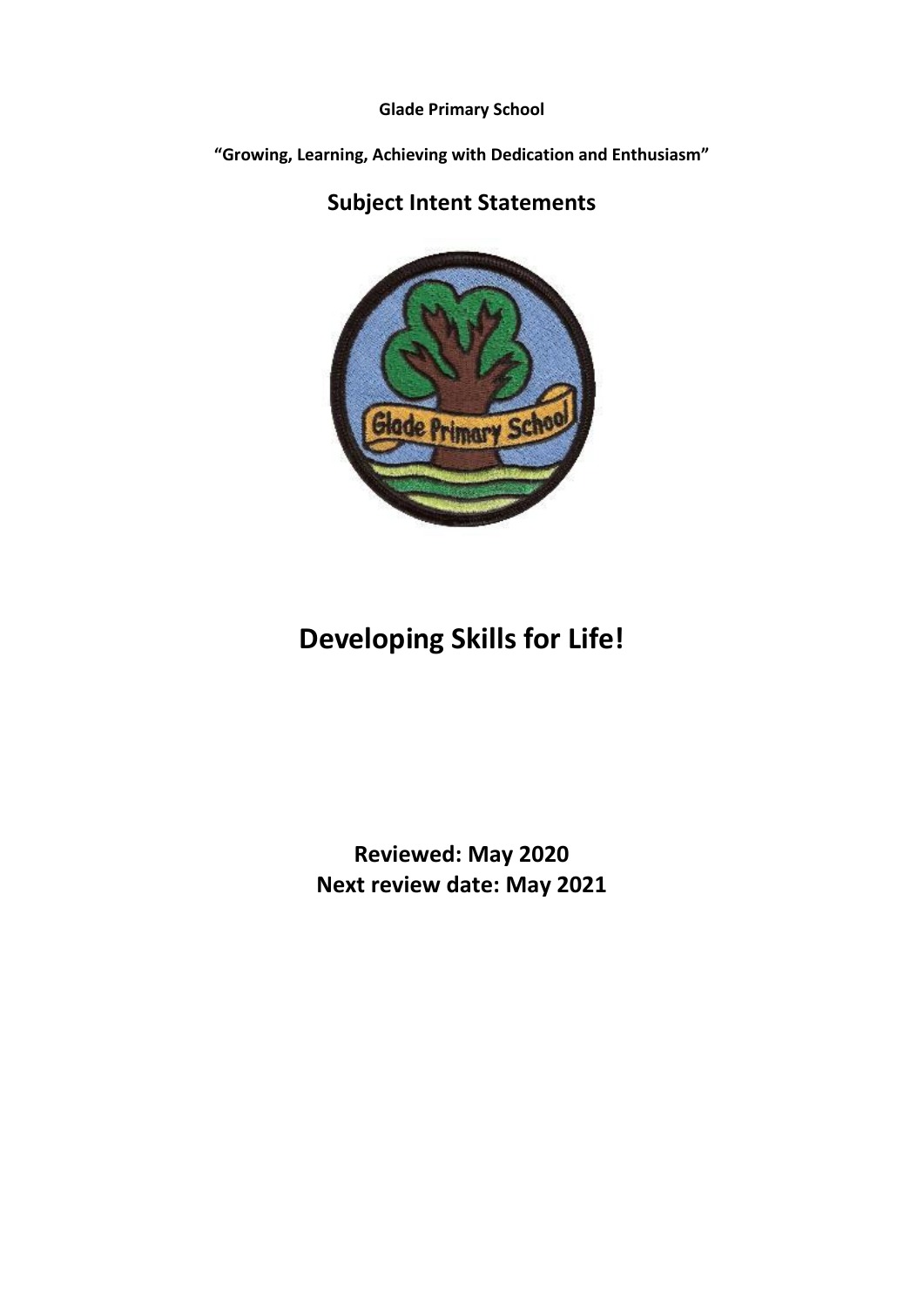**Glade Primary School**

**"Growing, Learning, Achieving with Dedication and Enthusiasm"**

## Subject Intent Statements

# Developing Skills for Life!

**Reviewed: May 2020**
**Next review date: May 2021**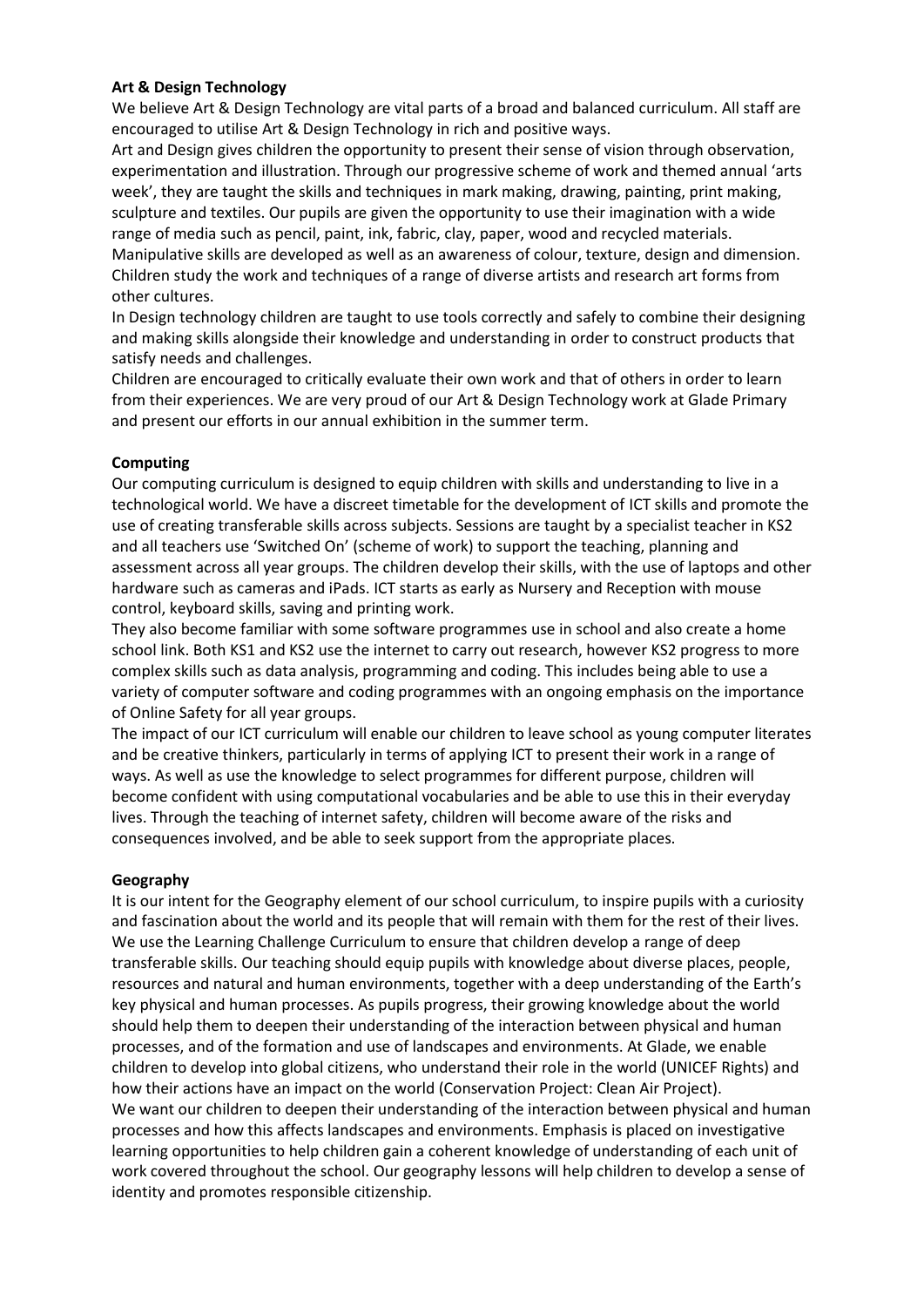**Art & Design Technology**

We believe Art & Design Technology are vital parts of a broad and balanced curriculum. All staff are encouraged to utilise Art & Design Technology in rich and positive ways.

Art and Design gives children the opportunity to present their sense of vision through observation, experimentation and illustration. Through our progressive scheme of work and themed annual 'arts week', they are taught the skills and techniques in mark making, drawing, painting, print making, sculpture and textiles. Our pupils are given the opportunity to use their imagination with a wide range of media such as pencil, paint, ink, fabric, clay, paper, wood and recycled materials. Manipulative skills are developed as well as an awareness of colour, texture, design and dimension. Children study the work and techniques of a range of diverse artists and research art forms from other cultures.

In Design technology children are taught to use tools correctly and safely to combine their designing and making skills alongside their knowledge and understanding in order to construct products that satisfy needs and challenges.

Children are encouraged to critically evaluate their own work and that of others in order to learn from their experiences. We are very proud of our Art & Design Technology work at Glade Primary and present our efforts in our annual exhibition in the summer term.

**Computing**

Our computing curriculum is designed to equip children with skills and understanding to live in a technological world. We have a discreet timetable for the development of ICT skills and promote the use of creating transferable skills across subjects. Sessions are taught by a specialist teacher in KS2 and all teachers use 'Switched On' (scheme of work) to support the teaching, planning and assessment across all year groups. The children develop their skills, with the use of laptops and other hardware such as cameras and iPads. ICT starts as early as Nursery and Reception with mouse control, keyboard skills, saving and printing work.

They also become familiar with some software programmes use in school and also create a home school link. Both KS1 and KS2 use the internet to carry out research, however KS2 progress to more complex skills such as data analysis, programming and coding. This includes being able to use a variety of computer software and coding programmes with an ongoing emphasis on the importance of Online Safety for all year groups.

The impact of our ICT curriculum will enable our children to leave school as young computer literates and be creative thinkers, particularly in terms of applying ICT to present their work in a range of ways. As well as use the knowledge to select programmes for different purpose, children will become confident with using computational vocabularies and be able to use this in their everyday lives. Through the teaching of internet safety, children will become aware of the risks and consequences involved, and be able to seek support from the appropriate places.

**Geography**

It is our intent for the Geography element of our school curriculum, to inspire pupils with a curiosity and fascination about the world and its people that will remain with them for the rest of their lives. We use the Learning Challenge Curriculum to ensure that children develop a range of deep transferable skills. Our teaching should equip pupils with knowledge about diverse places, people, resources and natural and human environments, together with a deep understanding of the Earth's key physical and human processes. As pupils progress, their growing knowledge about the world should help them to deepen their understanding of the interaction between physical and human processes, and of the formation and use of landscapes and environments. At Glade, we enable children to develop into global citizens, who understand their role in the world (UNICEF Rights) and how their actions have an impact on the world (Conservation Project: Clean Air Project).

We want our children to deepen their understanding of the interaction between physical and human processes and how this affects landscapes and environments. Emphasis is placed on investigative learning opportunities to help children gain a coherent knowledge of understanding of each unit of work covered throughout the school. Our geography lessons will help children to develop a sense of identity and promotes responsible citizenship.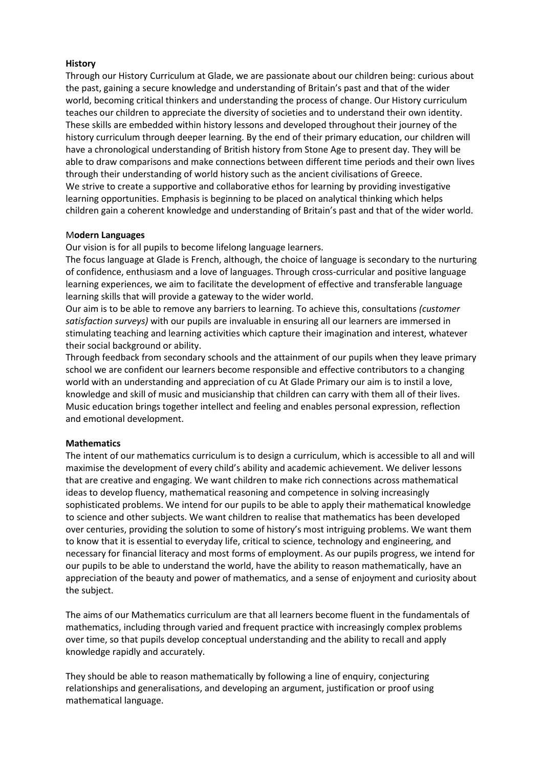**History**

Through our History Curriculum at Glade, we are passionate about our children being: curious about the past, gaining a secure knowledge and understanding of Britain's past and that of the wider world, becoming critical thinkers and understanding the process of change. Our History curriculum teaches our children to appreciate the diversity of societies and to understand their own identity. These skills are embedded within history lessons and developed throughout their journey of the history curriculum through deeper learning. By the end of their primary education, our children will have a chronological understanding of British history from Stone Age to present day. They will be able to draw comparisons and make connections between different time periods and their own lives through their understanding of world history such as the ancient civilisations of Greece.
We strive to create a supportive and collaborative ethos for learning by providing investigative learning opportunities. Emphasis is beginning to be placed on analytical thinking which helps children gain a coherent knowledge and understanding of Britain's past and that of the wider world.

M**odern Languages**

Our vision is for all pupils to become lifelong language learners.
The focus language at Glade is French, although, the choice of language is secondary to the nurturing of confidence, enthusiasm and a love of languages. Through cross-curricular and positive language learning experiences, we aim to facilitate the development of effective and transferable language learning skills that will provide a gateway to the wider world.
Our aim is to be able to remove any barriers to learning. To achieve this, consultations *(customer satisfaction surveys)* with our pupils are invaluable in ensuring all our learners are immersed in stimulating teaching and learning activities which capture their imagination and interest, whatever their social background or ability.
Through feedback from secondary schools and the attainment of our pupils when they leave primary school we are confident our learners become responsible and effective contributors to a changing world with an understanding and appreciation of cu At Glade Primary our aim is to instil a love, knowledge and skill of music and musicianship that children can carry with them all of their lives. Music education brings together intellect and feeling and enables personal expression, reflection and emotional development.

**Mathematics**

The intent of our mathematics curriculum is to design a curriculum, which is accessible to all and will maximise the development of every child's ability and academic achievement. We deliver lessons that are creative and engaging. We want children to make rich connections across mathematical ideas to develop fluency, mathematical reasoning and competence in solving increasingly sophisticated problems. We intend for our pupils to be able to apply their mathematical knowledge to science and other subjects. We want children to realise that mathematics has been developed over centuries, providing the solution to some of history's most intriguing problems. We want them to know that it is essential to everyday life, critical to science, technology and engineering, and necessary for financial literacy and most forms of employment. As our pupils progress, we intend for our pupils to be able to understand the world, have the ability to reason mathematically, have an appreciation of the beauty and power of mathematics, and a sense of enjoyment and curiosity about the subject.

The aims of our Mathematics curriculum are that all learners become fluent in the fundamentals of mathematics, including through varied and frequent practice with increasingly complex problems over time, so that pupils develop conceptual understanding and the ability to recall and apply knowledge rapidly and accurately.

They should be able to reason mathematically by following a line of enquiry, conjecturing relationships and generalisations, and developing an argument, justification or proof using mathematical language.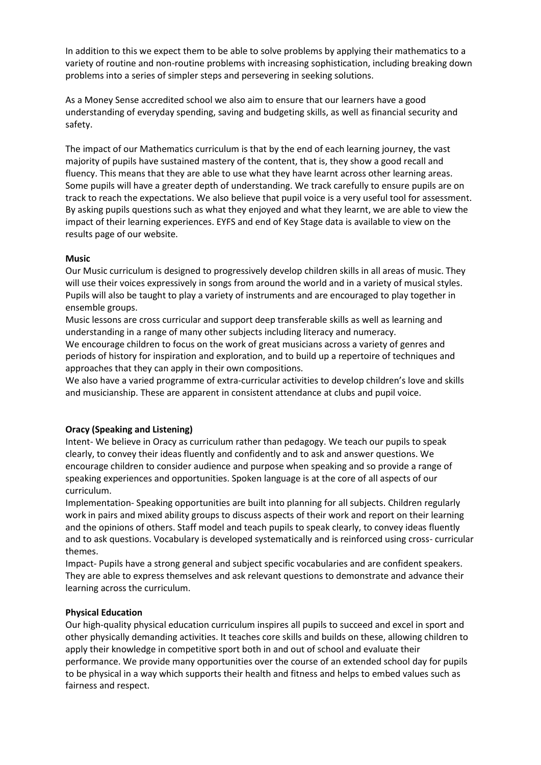In addition to this we expect them to be able to solve problems by applying their mathematics to a variety of routine and non-routine problems with increasing sophistication, including breaking down problems into a series of simpler steps and persevering in seeking solutions.

As a Money Sense accredited school we also aim to ensure that our learners have a good understanding of everyday spending, saving and budgeting skills, as well as financial security and safety.

The impact of our Mathematics curriculum is that by the end of each learning journey, the vast majority of pupils have sustained mastery of the content, that is, they show a good recall and fluency. This means that they are able to use what they have learnt across other learning areas. Some pupils will have a greater depth of understanding. We track carefully to ensure pupils are on track to reach the expectations. We also believe that pupil voice is a very useful tool for assessment. By asking pupils questions such as what they enjoyed and what they learnt, we are able to view the impact of their learning experiences. EYFS and end of Key Stage data is available to view on the results page of our website.

**Music**

Our Music curriculum is designed to progressively develop children skills in all areas of music. They will use their voices expressively in songs from around the world and in a variety of musical styles. Pupils will also be taught to play a variety of instruments and are encouraged to play together in ensemble groups.

Music lessons are cross curricular and support deep transferable skills as well as learning and understanding in a range of many other subjects including literacy and numeracy.

We encourage children to focus on the work of great musicians across a variety of genres and periods of history for inspiration and exploration, and to build up a repertoire of techniques and approaches that they can apply in their own compositions.

We also have a varied programme of extra-curricular activities to develop children's love and skills and musicianship. These are apparent in consistent attendance at clubs and pupil voice.

**Oracy (Speaking and Listening)**

Intent- We believe in Oracy as curriculum rather than pedagogy. We teach our pupils to speak clearly, to convey their ideas fluently and confidently and to ask and answer questions. We encourage children to consider audience and purpose when speaking and so provide a range of speaking experiences and opportunities. Spoken language is at the core of all aspects of our curriculum.

Implementation- Speaking opportunities are built into planning for all subjects. Children regularly work in pairs and mixed ability groups to discuss aspects of their work and report on their learning and the opinions of others. Staff model and teach pupils to speak clearly, to convey ideas fluently and to ask questions. Vocabulary is developed systematically and is reinforced using cross- curricular themes.

Impact- Pupils have a strong general and subject specific vocabularies and are confident speakers. They are able to express themselves and ask relevant questions to demonstrate and advance their learning across the curriculum.

**Physical Education**

Our high-quality physical education curriculum inspires all pupils to succeed and excel in sport and other physically demanding activities. It teaches core skills and builds on these, allowing children to apply their knowledge in competitive sport both in and out of school and evaluate their performance. We provide many opportunities over the course of an extended school day for pupils to be physical in a way which supports their health and fitness and helps to embed values such as fairness and respect.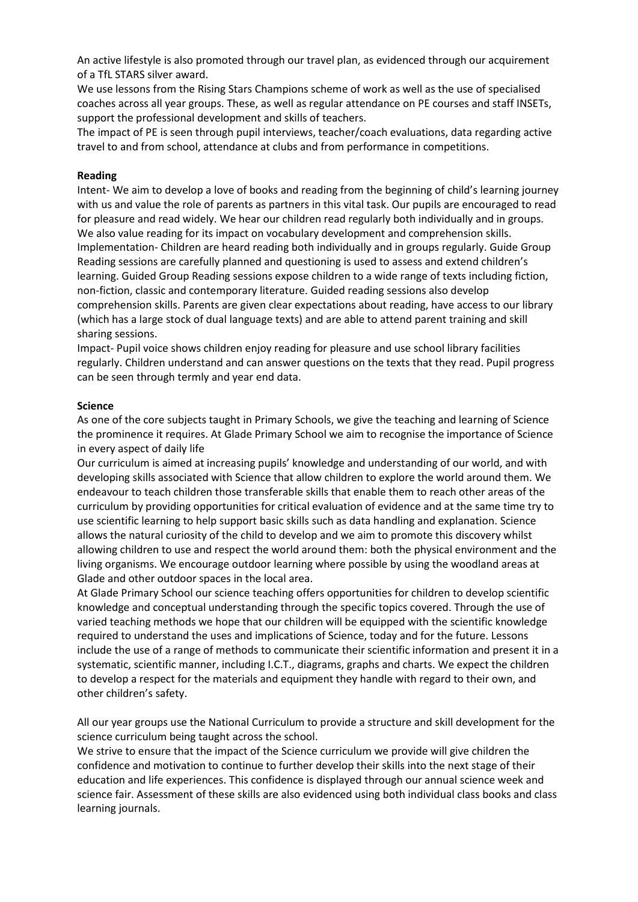An active lifestyle is also promoted through our travel plan, as evidenced through our acquirement of a TfL STARS silver award.

We use lessons from the Rising Stars Champions scheme of work as well as the use of specialised coaches across all year groups. These, as well as regular attendance on PE courses and staff INSETs, support the professional development and skills of teachers.

The impact of PE is seen through pupil interviews, teacher/coach evaluations, data regarding active travel to and from school, attendance at clubs and from performance in competitions.

**Reading**

Intent- We aim to develop a love of books and reading from the beginning of child's learning journey with us and value the role of parents as partners in this vital task. Our pupils are encouraged to read for pleasure and read widely. We hear our children read regularly both individually and in groups. We also value reading for its impact on vocabulary development and comprehension skills.

Implementation- Children are heard reading both individually and in groups regularly. Guide Group Reading sessions are carefully planned and questioning is used to assess and extend children's learning. Guided Group Reading sessions expose children to a wide range of texts including fiction, non-fiction, classic and contemporary literature. Guided reading sessions also develop comprehension skills. Parents are given clear expectations about reading, have access to our library (which has a large stock of dual language texts) and are able to attend parent training and skill sharing sessions.

Impact- Pupil voice shows children enjoy reading for pleasure and use school library facilities regularly. Children understand and can answer questions on the texts that they read. Pupil progress can be seen through termly and year end data.

**Science**

As one of the core subjects taught in Primary Schools, we give the teaching and learning of Science the prominence it requires. At Glade Primary School we aim to recognise the importance of Science in every aspect of daily life

Our curriculum is aimed at increasing pupils' knowledge and understanding of our world, and with developing skills associated with Science that allow children to explore the world around them. We endeavour to teach children those transferable skills that enable them to reach other areas of the curriculum by providing opportunities for critical evaluation of evidence and at the same time try to use scientific learning to help support basic skills such as data handling and explanation. Science allows the natural curiosity of the child to develop and we aim to promote this discovery whilst allowing children to use and respect the world around them: both the physical environment and the living organisms. We encourage outdoor learning where possible by using the woodland areas at Glade and other outdoor spaces in the local area.

At Glade Primary School our science teaching offers opportunities for children to develop scientific knowledge and conceptual understanding through the specific topics covered. Through the use of varied teaching methods we hope that our children will be equipped with the scientific knowledge required to understand the uses and implications of Science, today and for the future. Lessons include the use of a range of methods to communicate their scientific information and present it in a systematic, scientific manner, including I.C.T., diagrams, graphs and charts. We expect the children to develop a respect for the materials and equipment they handle with regard to their own, and other children's safety.

All our year groups use the National Curriculum to provide a structure and skill development for the science curriculum being taught across the school.

We strive to ensure that the impact of the Science curriculum we provide will give children the confidence and motivation to continue to further develop their skills into the next stage of their education and life experiences. This confidence is displayed through our annual science week and science fair. Assessment of these skills are also evidenced using both individual class books and class learning journals.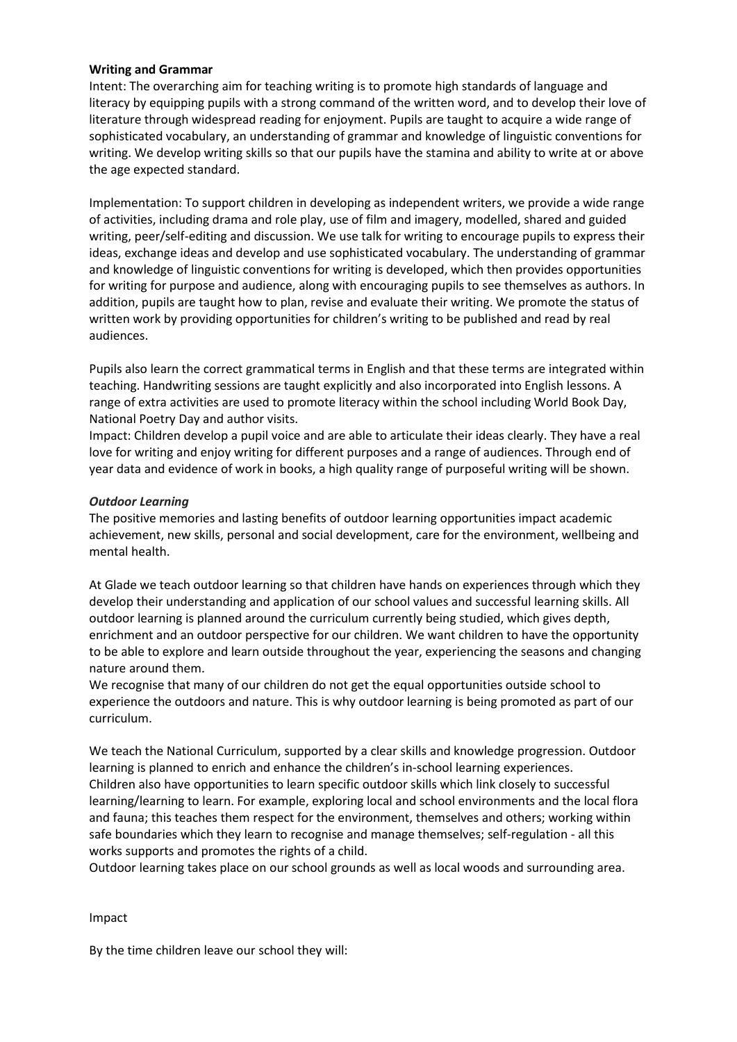**Writing and Grammar**

Intent: The overarching aim for teaching writing is to promote high standards of language and literacy by equipping pupils with a strong command of the written word, and to develop their love of literature through widespread reading for enjoyment. Pupils are taught to acquire a wide range of sophisticated vocabulary, an understanding of grammar and knowledge of linguistic conventions for writing. We develop writing skills so that our pupils have the stamina and ability to write at or above the age expected standard.

Implementation: To support children in developing as independent writers, we provide a wide range of activities, including drama and role play, use of film and imagery, modelled, shared and guided writing, peer/self-editing and discussion. We use talk for writing to encourage pupils to express their ideas, exchange ideas and develop and use sophisticated vocabulary. The understanding of grammar and knowledge of linguistic conventions for writing is developed, which then provides opportunities for writing for purpose and audience, along with encouraging pupils to see themselves as authors. In addition, pupils are taught how to plan, revise and evaluate their writing. We promote the status of written work by providing opportunities for children's writing to be published and read by real audiences.

Pupils also learn the correct grammatical terms in English and that these terms are integrated within teaching. Handwriting sessions are taught explicitly and also incorporated into English lessons. A range of extra activities are used to promote literacy within the school including World Book Day, National Poetry Day and author visits.

Impact: Children develop a pupil voice and are able to articulate their ideas clearly. They have a real love for writing and enjoy writing for different purposes and a range of audiences. Through end of year data and evidence of work in books, a high quality range of purposeful writing will be shown.

***Outdoor Learning***

The positive memories and lasting benefits of outdoor learning opportunities impact academic achievement, new skills, personal and social development, care for the environment, wellbeing and mental health.

At Glade we teach outdoor learning so that children have hands on experiences through which they develop their understanding and application of our school values and successful learning skills. All outdoor learning is planned around the curriculum currently being studied, which gives depth, enrichment and an outdoor perspective for our children. We want children to have the opportunity to be able to explore and learn outside throughout the year, experiencing the seasons and changing nature around them.

We recognise that many of our children do not get the equal opportunities outside school to experience the outdoors and nature. This is why outdoor learning is being promoted as part of our curriculum.

We teach the National Curriculum, supported by a clear skills and knowledge progression. Outdoor learning is planned to enrich and enhance the children's in-school learning experiences.

Children also have opportunities to learn specific outdoor skills which link closely to successful learning/learning to learn. For example, exploring local and school environments and the local flora and fauna; this teaches them respect for the environment, themselves and others; working within safe boundaries which they learn to recognise and manage themselves; self-regulation - all this works supports and promotes the rights of a child.

Outdoor learning takes place on our school grounds as well as local woods and surrounding area.

Impact

By the time children leave our school they will: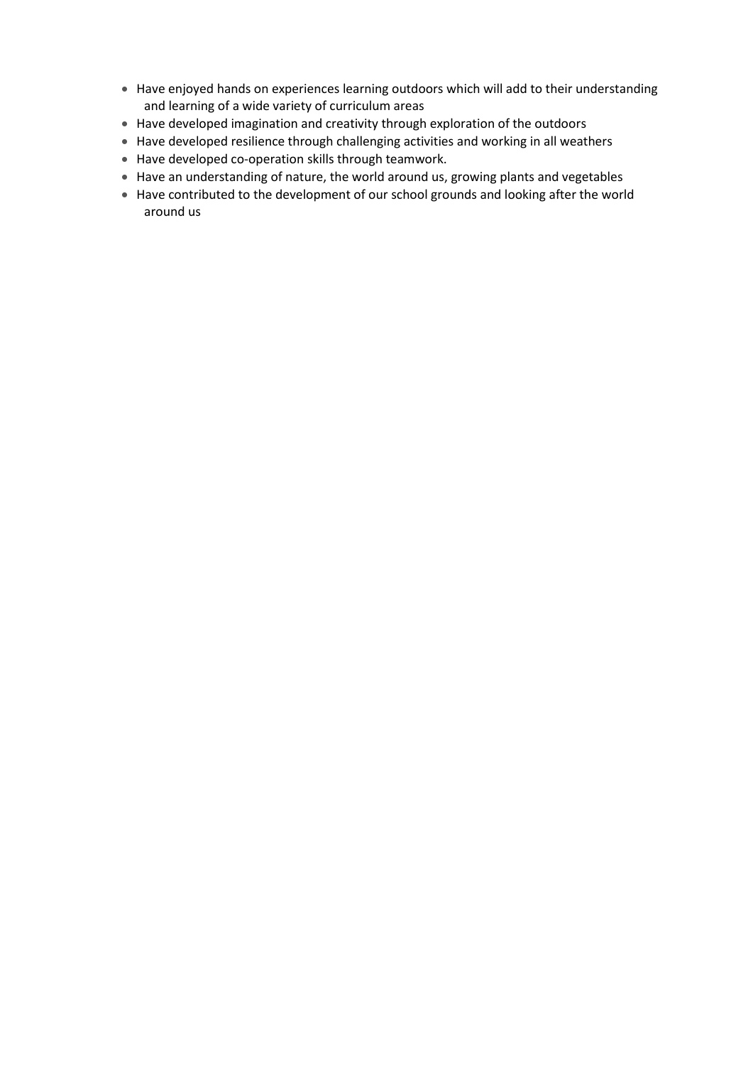- Have enjoyed hands on experiences learning outdoors which will add to their understanding and learning of a wide variety of curriculum areas
- Have developed imagination and creativity through exploration of the outdoors
- Have developed resilience through challenging activities and working in all weathers
- Have developed co-operation skills through teamwork.
- Have an understanding of nature, the world around us, growing plants and vegetables
- Have contributed to the development of our school grounds and looking after the world around us